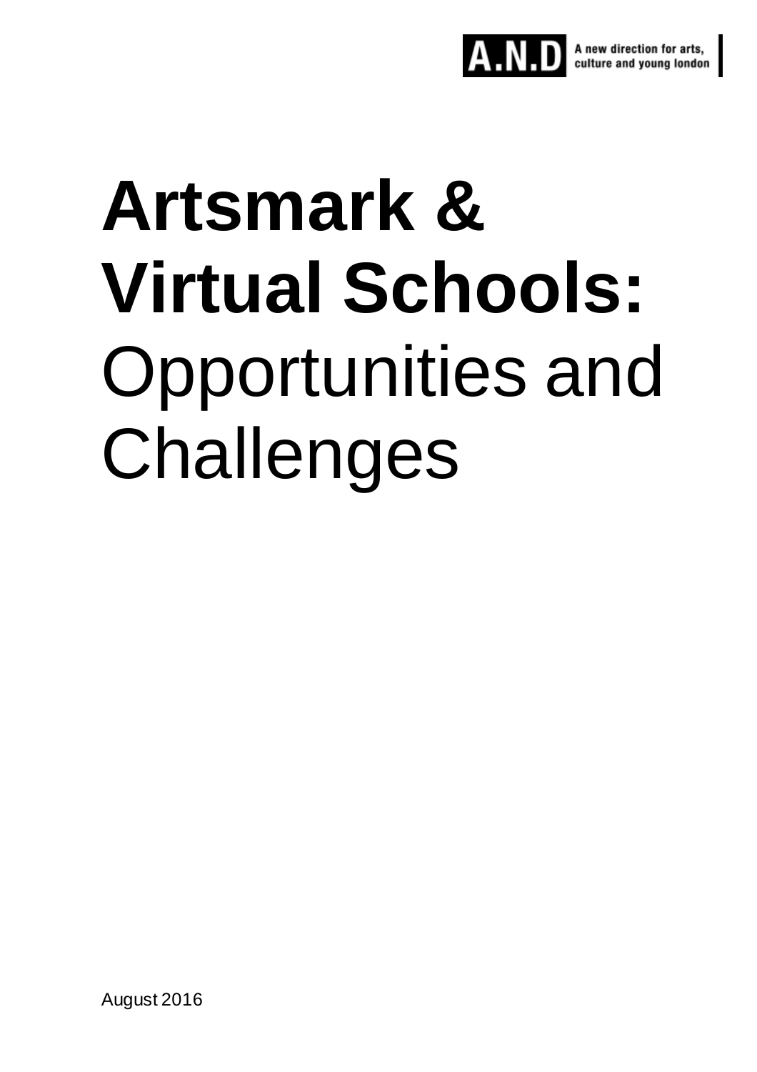A.N.D A new direction for arts, culture and young london

# Artsmark & Virtual Schools: Opportunities and Challenges

August 2016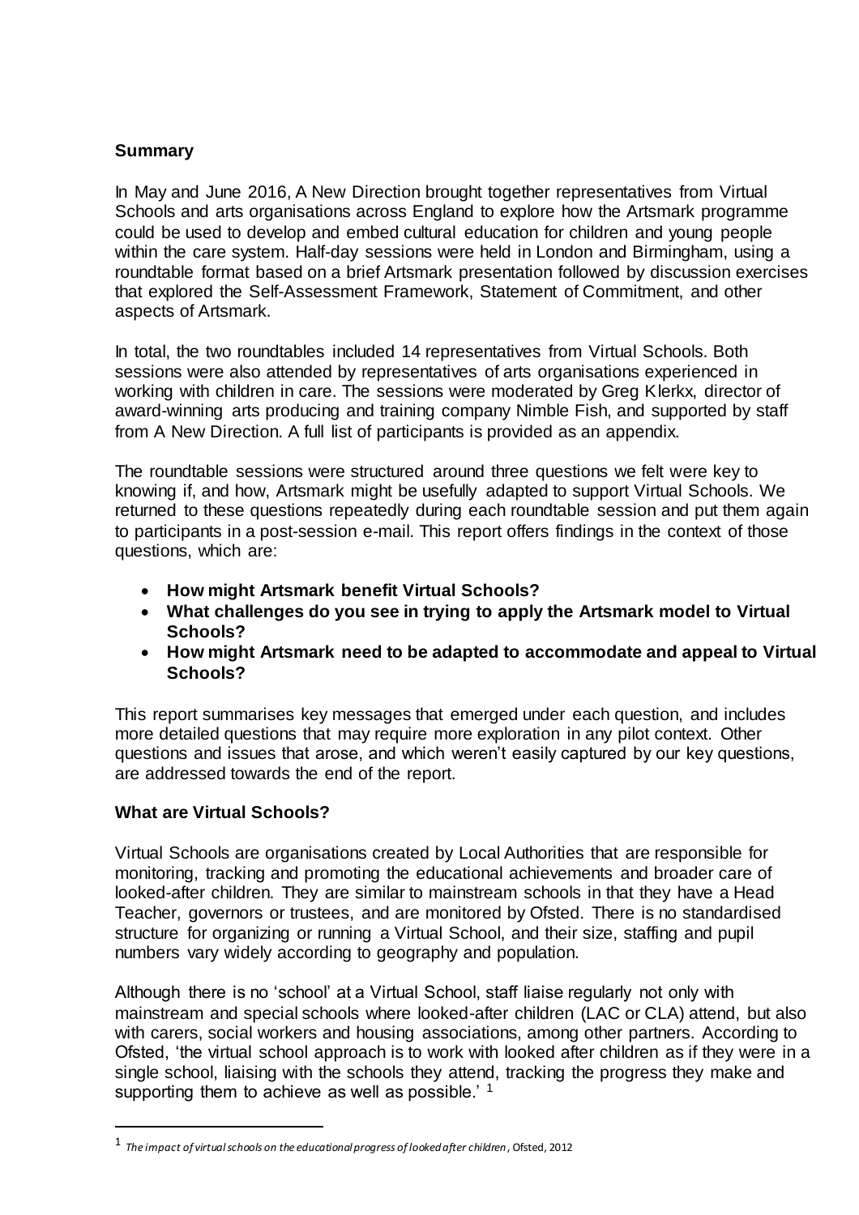## Summary

In May and June 2016, A New Direction brought together representatives from Virtual Schools and arts organisations across England to explore how the Artsmark programme could be used to develop and embed cultural education for children and young people within the care system. Half-day sessions were held in London and Birmingham, using a roundtable format based on a brief Artsmark presentation followed by discussion exercises that explored the Self-Assessment Framework, Statement of Commitment, and other aspects of Artsmark.

In total, the two roundtables included 14 representatives from Virtual Schools. Both sessions were also attended by representatives of arts organisations experienced in working with children in care. The sessions were moderated by Greg Klerkx, director of award-winning arts producing and training company Nimble Fish, and supported by staff from A New Direction. A full list of participants is provided as an appendix.

The roundtable sessions were structured around three questions we felt were key to knowing if, and how, Artsmark might be usefully adapted to support Virtual Schools. We returned to these questions repeatedly during each roundtable session and put them again to participants in a post-session e-mail. This report offers findings in the context of those questions, which are:

- **How might Artsmark benefit Virtual Schools?**
- **What challenges do you see in trying to apply the Artsmark model to Virtual Schools?**
- **How might Artsmark need to be adapted to accommodate and appeal to Virtual Schools?**

This report summarises key messages that emerged under each question, and includes more detailed questions that may require more exploration in any pilot context. Other questions and issues that arose, and which weren't easily captured by our key questions, are addressed towards the end of the report.

## What are Virtual Schools?

Virtual Schools are organisations created by Local Authorities that are responsible for monitoring, tracking and promoting the educational achievements and broader care of looked-after children. They are similar to mainstream schools in that they have a Head Teacher, governors or trustees, and are monitored by Ofsted. There is no standardised structure for organizing or running a Virtual School, and their size, staffing and pupil numbers vary widely according to geography and population.

Although there is no 'school' at a Virtual School, staff liaise regularly not only with mainstream and special schools where looked-after children (LAC or CLA) attend, but also with carers, social workers and housing associations, among other partners. According to Ofsted, 'the virtual school approach is to work with looked after children as if they were in a single school, liaising with the schools they attend, tracking the progress they make and supporting them to achieve as well as possible.' [1]

---

[1] *The impact of virtual schools on the educational progress of looked after children*, Ofsted, 2012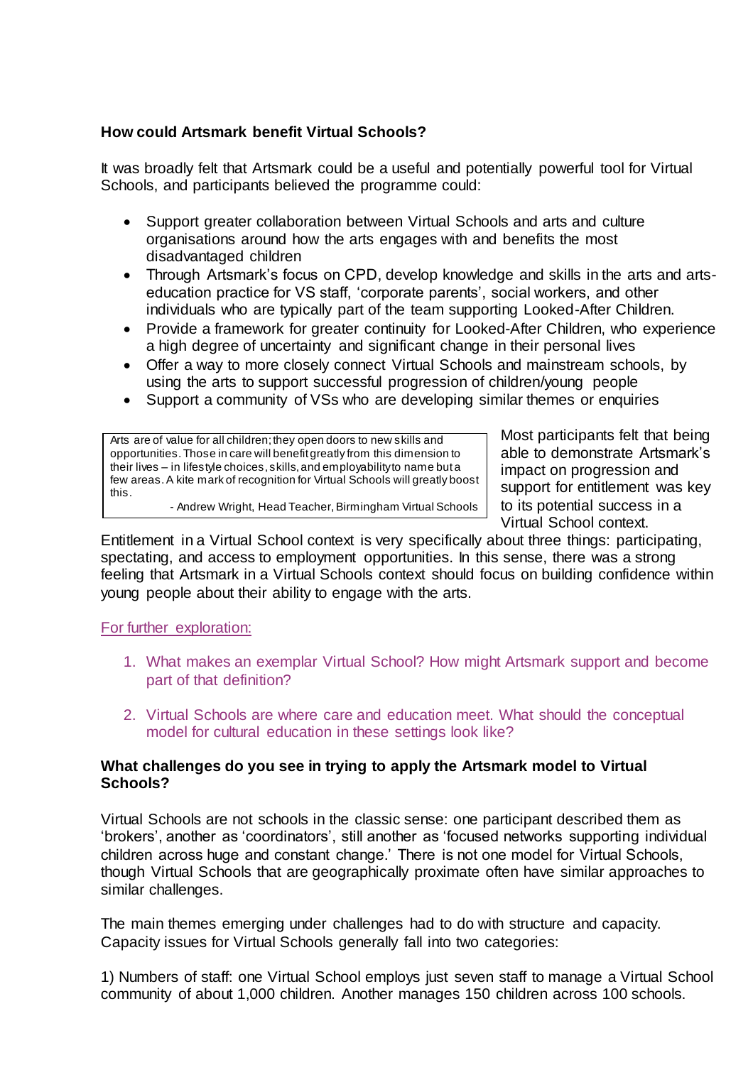**How could Artsmark benefit Virtual Schools?**

It was broadly felt that Artsmark could be a useful and potentially powerful tool for Virtual Schools, and participants believed the programme could:

- Support greater collaboration between Virtual Schools and arts and culture organisations around how the arts engages with and benefits the most disadvantaged children
- Through Artsmark's focus on CPD, develop knowledge and skills in the arts and arts-education practice for VS staff, 'corporate parents', social workers, and other individuals who are typically part of the team supporting Looked-After Children.
- Provide a framework for greater continuity for Looked-After Children, who experience a high degree of uncertainty and significant change in their personal lives
- Offer a way to more closely connect Virtual Schools and mainstream schools, by using the arts to support successful progression of children/young people
- Support a community of VSs who are developing similar themes or enquiries

> Arts are of value for all children; they open doors to new skills and opportunities. Those in care will benefit greatly from this dimension to their lives – in lifestyle choices, skills, and employability to name but a few areas. A kite mark of recognition for Virtual Schools will greatly boost this.
>
> - Andrew Wright, Head Teacher, Birmingham Virtual Schools

Most participants felt that being able to demonstrate Artsmark's impact on progression and support for entitlement was key to its potential success in a Virtual School context.

Entitlement in a Virtual School context is very specifically about three things: participating, spectating, and access to employment opportunities. In this sense, there was a strong feeling that Artsmark in a Virtual Schools context should focus on building confidence within young people about their ability to engage with the arts.

For further exploration:

1. What makes an exemplar Virtual School? How might Artsmark support and become part of that definition?
2. Virtual Schools are where care and education meet. What should the conceptual model for cultural education in these settings look like?

**What challenges do you see in trying to apply the Artsmark model to Virtual Schools?**

Virtual Schools are not schools in the classic sense: one participant described them as 'brokers', another as 'coordinators', still another as 'focused networks supporting individual children across huge and constant change.' There is not one model for Virtual Schools, though Virtual Schools that are geographically proximate often have similar approaches to similar challenges.

The main themes emerging under challenges had to do with structure and capacity. Capacity issues for Virtual Schools generally fall into two categories:

1) Numbers of staff: one Virtual School employs just seven staff to manage a Virtual School community of about 1,000 children. Another manages 150 children across 100 schools.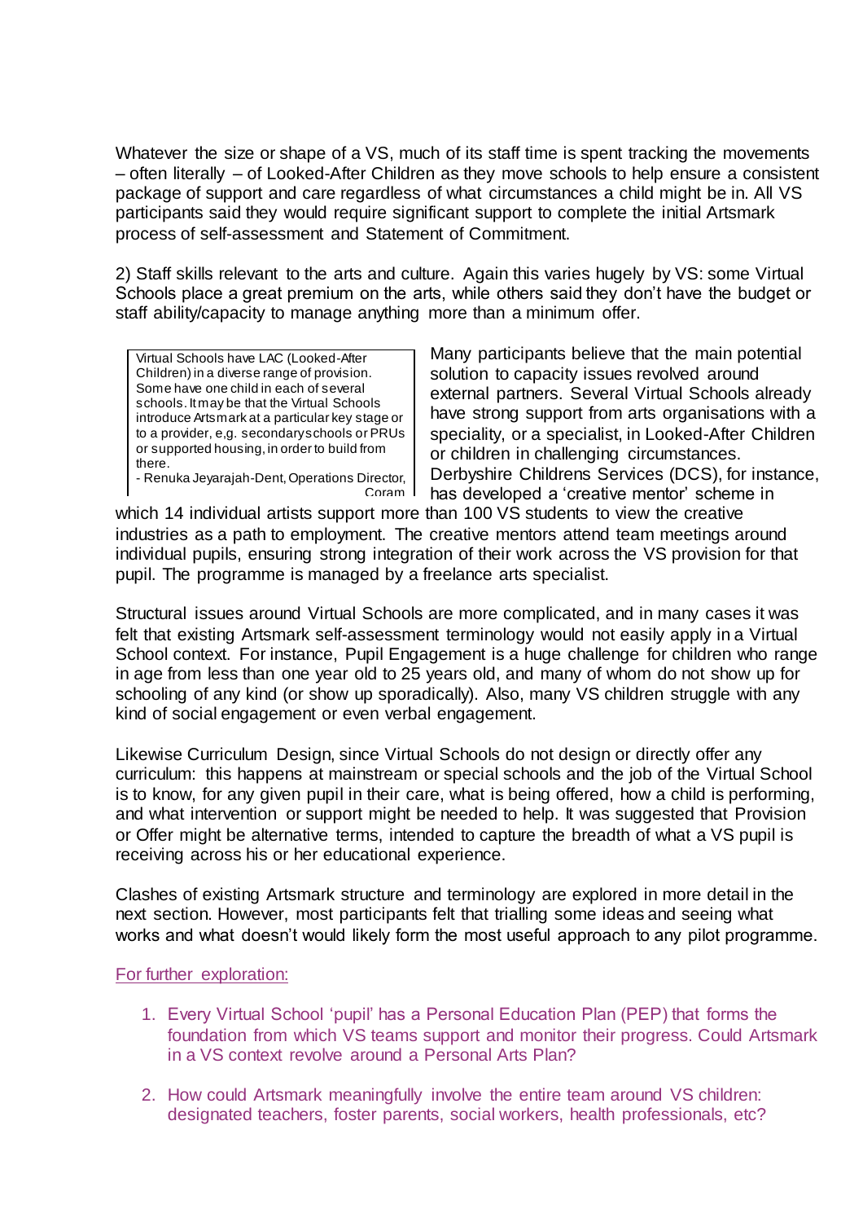Whatever the size or shape of a VS, much of its staff time is spent tracking the movements – often literally – of Looked-After Children as they move schools to help ensure a consistent package of support and care regardless of what circumstances a child might be in. All VS participants said they would require significant support to complete the initial Artsmark process of self-assessment and Statement of Commitment.

2) Staff skills relevant to the arts and culture. Again this varies hugely by VS: some Virtual Schools place a great premium on the arts, while others said they don't have the budget or staff ability/capacity to manage anything more than a minimum offer.

> Virtual Schools have LAC (Looked-After Children) in a diverse range of provision. Some have one child in each of several schools. It may be that the Virtual Schools introduce Artsmark at a particular key stage or to a provider, e,g. secondary schools or PRUs or supported housing, in order to build from there.
> - Renuka Jeyarajah-Dent, Operations Director, Coram

Many participants believe that the main potential solution to capacity issues revolved around external partners. Several Virtual Schools already have strong support from arts organisations with a speciality, or a specialist, in Looked-After Children or children in challenging circumstances. Derbyshire Childrens Services (DCS), for instance, has developed a 'creative mentor' scheme in which 14 individual artists support more than 100 VS students to view the creative industries as a path to employment. The creative mentors attend team meetings around individual pupils, ensuring strong integration of their work across the VS provision for that pupil. The programme is managed by a freelance arts specialist.

Structural issues around Virtual Schools are more complicated, and in many cases it was felt that existing Artsmark self-assessment terminology would not easily apply in a Virtual School context. For instance, Pupil Engagement is a huge challenge for children who range in age from less than one year old to 25 years old, and many of whom do not show up for schooling of any kind (or show up sporadically). Also, many VS children struggle with any kind of social engagement or even verbal engagement.

Likewise Curriculum Design, since Virtual Schools do not design or directly offer any curriculum: this happens at mainstream or special schools and the job of the Virtual School is to know, for any given pupil in their care, what is being offered, how a child is performing, and what intervention or support might be needed to help. It was suggested that Provision or Offer might be alternative terms, intended to capture the breadth of what a VS pupil is receiving across his or her educational experience.

Clashes of existing Artsmark structure and terminology are explored in more detail in the next section. However, most participants felt that trialling some ideas and seeing what works and what doesn't would likely form the most useful approach to any pilot programme.

For further exploration:

1. Every Virtual School 'pupil' has a Personal Education Plan (PEP) that forms the foundation from which VS teams support and monitor their progress. Could Artsmark in a VS context revolve around a Personal Arts Plan?

2. How could Artsmark meaningfully involve the entire team around VS children: designated teachers, foster parents, social workers, health professionals, etc?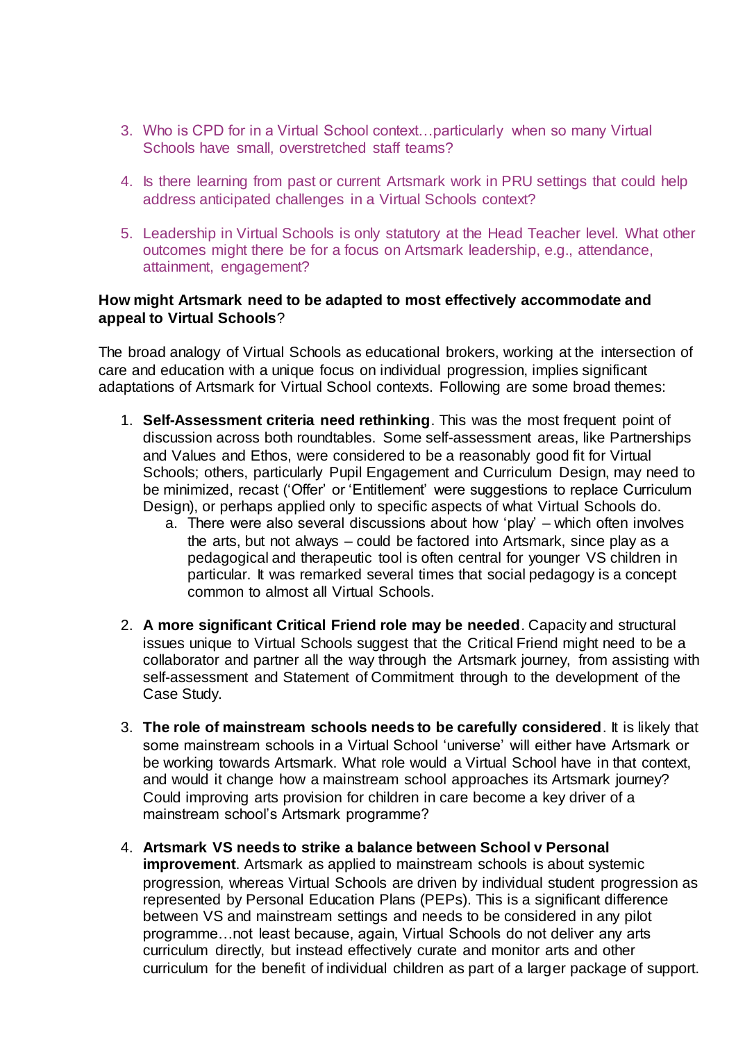3. Who is CPD for in a Virtual School context…particularly when so many Virtual Schools have small, overstretched staff teams?

4. Is there learning from past or current Artsmark work in PRU settings that could help address anticipated challenges in a Virtual Schools context?

5. Leadership in Virtual Schools is only statutory at the Head Teacher level. What other outcomes might there be for a focus on Artsmark leadership, e.g., attendance, attainment, engagement?

**How might Artsmark need to be adapted to most effectively accommodate and appeal to Virtual Schools**?

The broad analogy of Virtual Schools as educational brokers, working at the intersection of care and education with a unique focus on individual progression, implies significant adaptations of Artsmark for Virtual School contexts. Following are some broad themes:

1. **Self-Assessment criteria need rethinking**. This was the most frequent point of discussion across both roundtables. Some self-assessment areas, like Partnerships and Values and Ethos, were considered to be a reasonably good fit for Virtual Schools; others, particularly Pupil Engagement and Curriculum Design, may need to be minimized, recast ('Offer' or 'Entitlement' were suggestions to replace Curriculum Design), or perhaps applied only to specific aspects of what Virtual Schools do.
    a. There were also several discussions about how 'play' – which often involves the arts, but not always – could be factored into Artsmark, since play as a pedagogical and therapeutic tool is often central for younger VS children in particular. It was remarked several times that social pedagogy is a concept common to almost all Virtual Schools.

2. **A more significant Critical Friend role may be needed**. Capacity and structural issues unique to Virtual Schools suggest that the Critical Friend might need to be a collaborator and partner all the way through the Artsmark journey, from assisting with self-assessment and Statement of Commitment through to the development of the Case Study.

3. **The role of mainstream schools needs to be carefully considered**. It is likely that some mainstream schools in a Virtual School 'universe' will either have Artsmark or be working towards Artsmark. What role would a Virtual School have in that context, and would it change how a mainstream school approaches its Artsmark journey? Could improving arts provision for children in care become a key driver of a mainstream school's Artsmark programme?

4. **Artsmark VS needs to strike a balance between School v Personal improvement**. Artsmark as applied to mainstream schools is about systemic progression, whereas Virtual Schools are driven by individual student progression as represented by Personal Education Plans (PEPs). This is a significant difference between VS and mainstream settings and needs to be considered in any pilot programme…not least because, again, Virtual Schools do not deliver any arts curriculum directly, but instead effectively curate and monitor arts and other curriculum for the benefit of individual children as part of a larger package of support.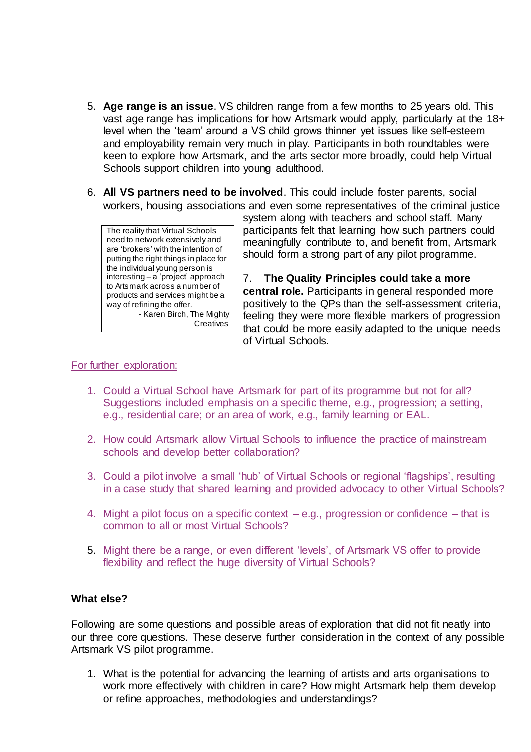5. **Age range is an issue**. VS children range from a few months to 25 years old. This vast age range has implications for how Artsmark would apply, particularly at the 18+ level when the 'team' around a VS child grows thinner yet issues like self-esteem and employability remain very much in play. Participants in both roundtables were keen to explore how Artsmark, and the arts sector more broadly, could help Virtual Schools support children into young adulthood.

6. **All VS partners need to be involved**. This could include foster parents, social workers, housing associations and even some representatives of the criminal justice system along with teachers and school staff. Many participants felt that learning how such partners could meaningfully contribute to, and benefit from, Artsmark should form a strong part of any pilot programme.

> The reality that Virtual Schools need to network extensively and are 'brokers' with the intention of putting the right things in place for the individual young person is interesting – a 'project' approach to Artsmark across a number of products and services might be a way of refining the offer.
> - Karen Birch, The Mighty Creatives

7. **The Quality Principles could take a more central role.** Participants in general responded more positively to the QPs than the self-assessment criteria, feeling they were more flexible markers of progression that could be more easily adapted to the unique needs of Virtual Schools.

For further exploration:

1. Could a Virtual School have Artsmark for part of its programme but not for all? Suggestions included emphasis on a specific theme, e.g., progression; a setting, e.g., residential care; or an area of work, e.g., family learning or EAL.

2. How could Artsmark allow Virtual Schools to influence the practice of mainstream schools and develop better collaboration?

3. Could a pilot involve a small 'hub' of Virtual Schools or regional 'flagships', resulting in a case study that shared learning and provided advocacy to other Virtual Schools?

4. Might a pilot focus on a specific context – e.g., progression or confidence – that is common to all or most Virtual Schools?

5. Might there be a range, or even different 'levels', of Artsmark VS offer to provide flexibility and reflect the huge diversity of Virtual Schools?

**What else?**

Following are some questions and possible areas of exploration that did not fit neatly into our three core questions. These deserve further consideration in the context of any possible Artsmark VS pilot programme.

1. What is the potential for advancing the learning of artists and arts organisations to work more effectively with children in care? How might Artsmark help them develop or refine approaches, methodologies and understandings?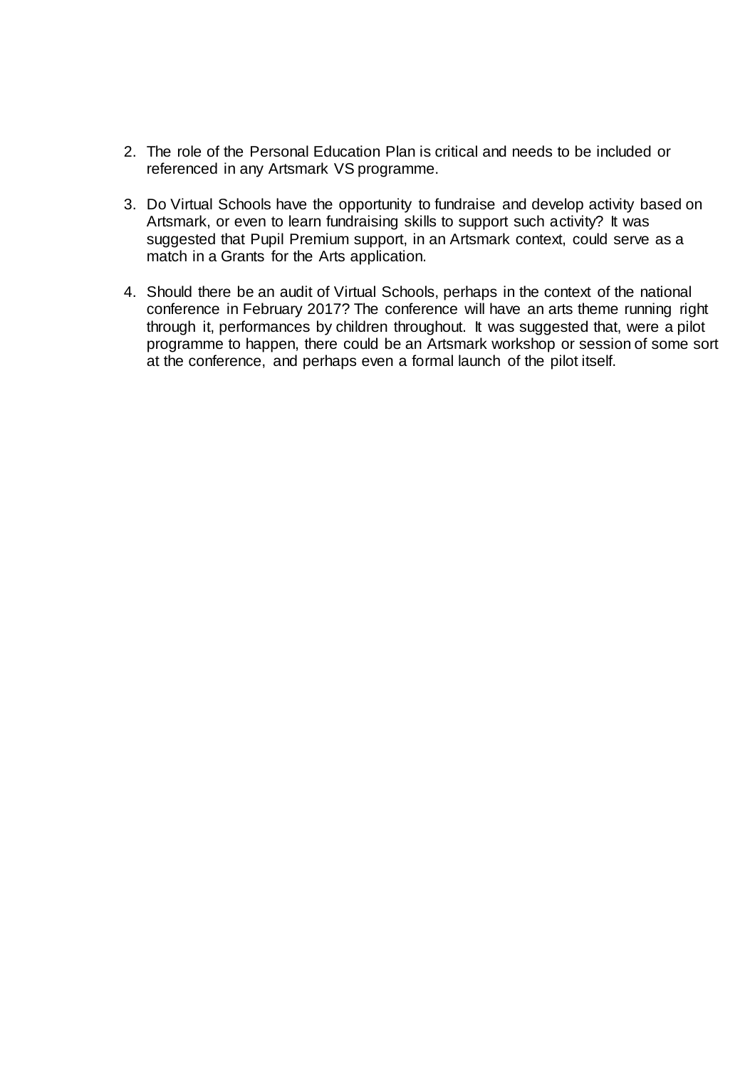2. The role of the Personal Education Plan is critical and needs to be included or referenced in any Artsmark VS programme.

3. Do Virtual Schools have the opportunity to fundraise and develop activity based on Artsmark, or even to learn fundraising skills to support such activity? It was suggested that Pupil Premium support, in an Artsmark context, could serve as a match in a Grants for the Arts application.

4. Should there be an audit of Virtual Schools, perhaps in the context of the national conference in February 2017? The conference will have an arts theme running right through it, performances by children throughout. It was suggested that, were a pilot programme to happen, there could be an Artsmark workshop or session of some sort at the conference, and perhaps even a formal launch of the pilot itself.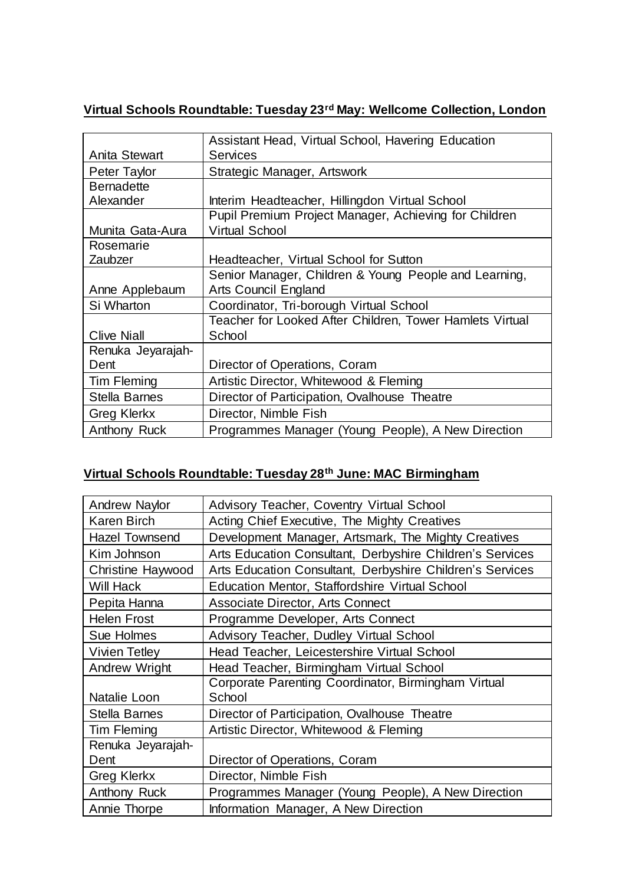**Virtual Schools Roundtable: Tuesday 23rd May: Wellcome Collection, London**

| | |
|---|---|
| Anita Stewart | Assistant Head, Virtual School, Havering Education Services |
| Peter Taylor | Strategic Manager, Artswork |
| Bernadette Alexander | Interim Headteacher, Hillingdon Virtual School |
| Munita Gata-Aura | Pupil Premium Project Manager, Achieving for Children Virtual School |
| Rosemarie Zaubzer | Headteacher, Virtual School for Sutton |
| Anne Applebaum | Senior Manager, Children & Young People and Learning, Arts Council England |
| Si Wharton | Coordinator, Tri-borough Virtual School |
| Clive Niall | Teacher for Looked After Children, Tower Hamlets Virtual School |
| Renuka Jeyarajah-Dent | Director of Operations, Coram |
| Tim Fleming | Artistic Director, Whitewood & Fleming |
| Stella Barnes | Director of Participation, Ovalhouse Theatre |
| Greg Klerkx | Director, Nimble Fish |
| Anthony Ruck | Programmes Manager (Young People), A New Direction |

**Virtual Schools Roundtable: Tuesday 28th June: MAC Birmingham**

| | |
|---|---|
| Andrew Naylor | Advisory Teacher, Coventry Virtual School |
| Karen Birch | Acting Chief Executive, The Mighty Creatives |
| Hazel Townsend | Development Manager, Artsmark, The Mighty Creatives |
| Kim Johnson | Arts Education Consultant, Derbyshire Children's Services |
| Christine Haywood | Arts Education Consultant, Derbyshire Children's Services |
| Will Hack | Education Mentor, Staffordshire Virtual School |
| Pepita Hanna | Associate Director, Arts Connect |
| Helen Frost | Programme Developer, Arts Connect |
| Sue Holmes | Advisory Teacher, Dudley Virtual School |
| Vivien Tetley | Head Teacher, Leicestershire Virtual School |
| Andrew Wright | Head Teacher, Birmingham Virtual School |
| Natalie Loon | Corporate Parenting Coordinator, Birmingham Virtual School |
| Stella Barnes | Director of Participation, Ovalhouse Theatre |
| Tim Fleming | Artistic Director, Whitewood & Fleming |
| Renuka Jeyarajah-Dent | Director of Operations, Coram |
| Greg Klerkx | Director, Nimble Fish |
| Anthony Ruck | Programmes Manager (Young People), A New Direction |
| Annie Thorpe | Information Manager, A New Direction |